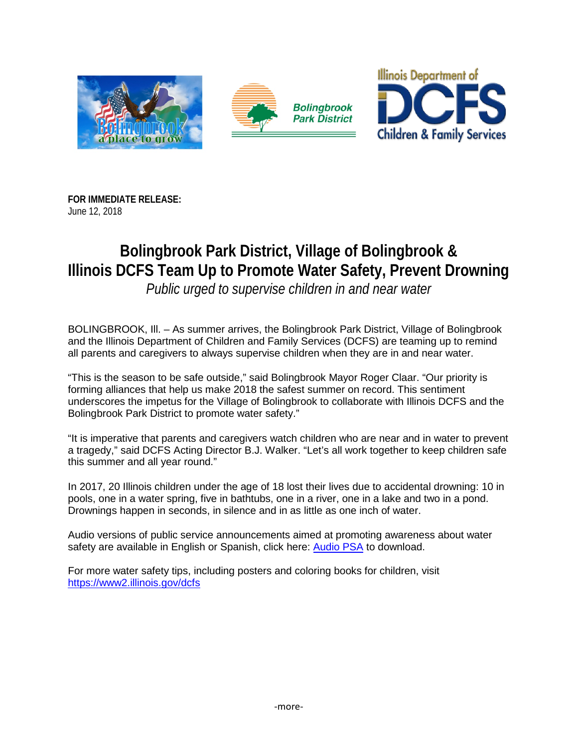**FOR IMMEDIATE RELEASE:**
June 12, 2018

# Bolingbrook Park District, Village of Bolingbrook & Illinois DCFS Team Up to Promote Water Safety, Prevent Drowning

*Public urged to supervise children in and near water*

BOLINGBROOK, Ill. – As summer arrives, the Bolingbrook Park District, Village of Bolingbrook and the Illinois Department of Children and Family Services (DCFS) are teaming up to remind all parents and caregivers to always supervise children when they are in and near water.

“This is the season to be safe outside,” said Bolingbrook Mayor Roger Claar. “Our priority is forming alliances that help us make 2018 the safest summer on record. This sentiment underscores the impetus for the Village of Bolingbrook to collaborate with Illinois DCFS and the Bolingbrook Park District to promote water safety.”

“It is imperative that parents and caregivers watch children who are near and in water to prevent a tragedy,” said DCFS Acting Director B.J. Walker. “Let’s all work together to keep children safe this summer and all year round.”

In 2017, 20 Illinois children under the age of 18 lost their lives due to accidental drowning: 10 in pools, one in a water spring, five in bathtubs, one in a river, one in a lake and two in a pond. Drownings happen in seconds, in silence and in as little as one inch of water.

Audio versions of public service announcements aimed at promoting awareness about water safety are available in English or Spanish, click here: [Audio PSA]() to download.

For more water safety tips, including posters and coloring books for children, visit [https://www2.illinois.gov/dcfs](https://www2.illinois.gov/dcfs)

-more-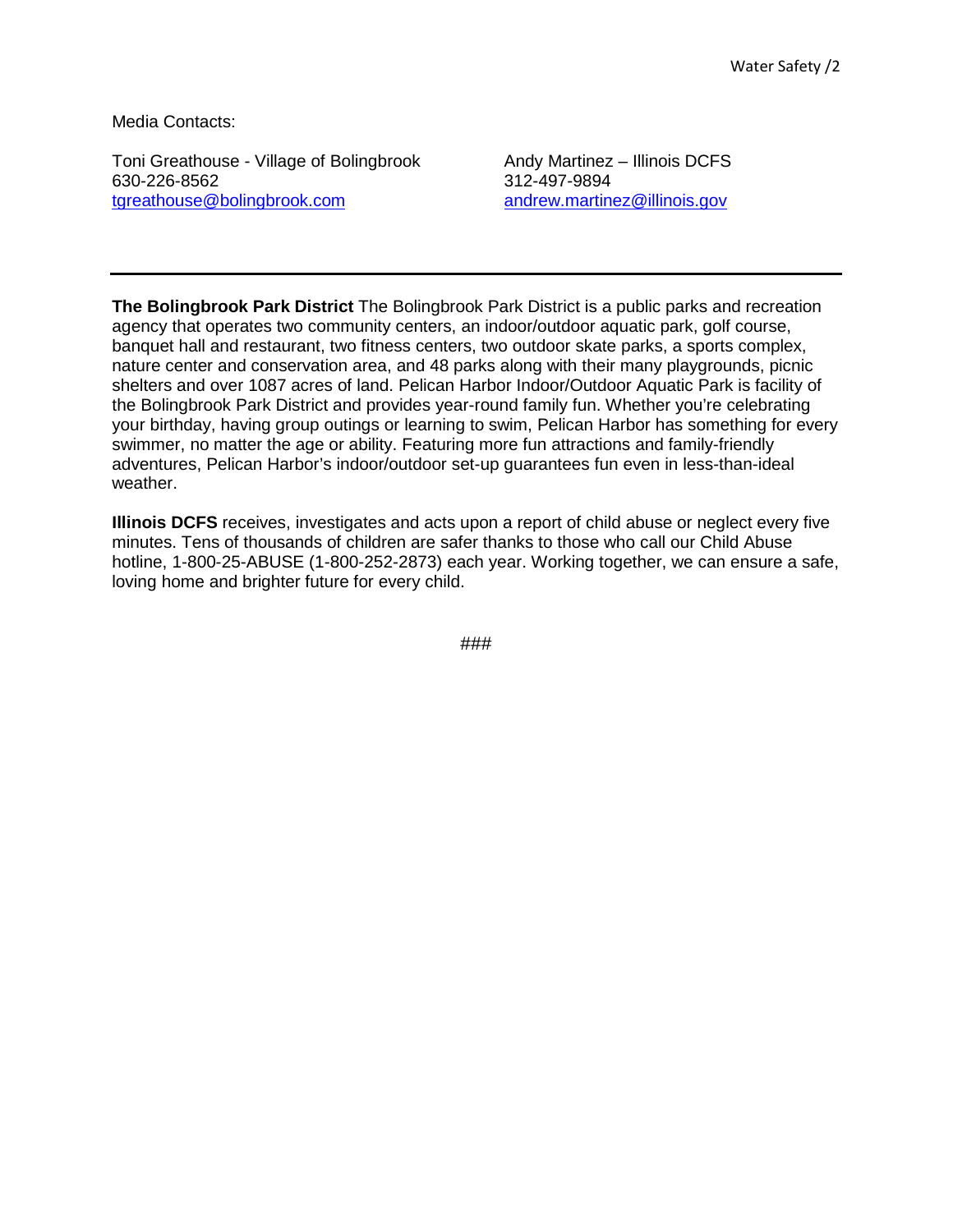Media Contacts:

Toni Greathouse - Village of Bolingbrook
630-226-8562
tgreathouse@bolingbrook.com

Andy Martinez – Illinois DCFS
312-497-9894
andrew.martinez@illinois.gov

---

**The Bolingbrook Park District** The Bolingbrook Park District is a public parks and recreation agency that operates two community centers, an indoor/outdoor aquatic park, golf course, banquet hall and restaurant, two fitness centers, two outdoor skate parks, a sports complex, nature center and conservation area, and 48 parks along with their many playgrounds, picnic shelters and over 1087 acres of land. Pelican Harbor Indoor/Outdoor Aquatic Park is facility of the Bolingbrook Park District and provides year-round family fun. Whether you're celebrating your birthday, having group outings or learning to swim, Pelican Harbor has something for every swimmer, no matter the age or ability. Featuring more fun attractions and family-friendly adventures, Pelican Harbor's indoor/outdoor set-up guarantees fun even in less-than-ideal weather.

**Illinois DCFS** receives, investigates and acts upon a report of child abuse or neglect every five minutes. Tens of thousands of children are safer thanks to those who call our Child Abuse hotline, 1-800-25-ABUSE (1-800-252-2873) each year. Working together, we can ensure a safe, loving home and brighter future for every child.

###